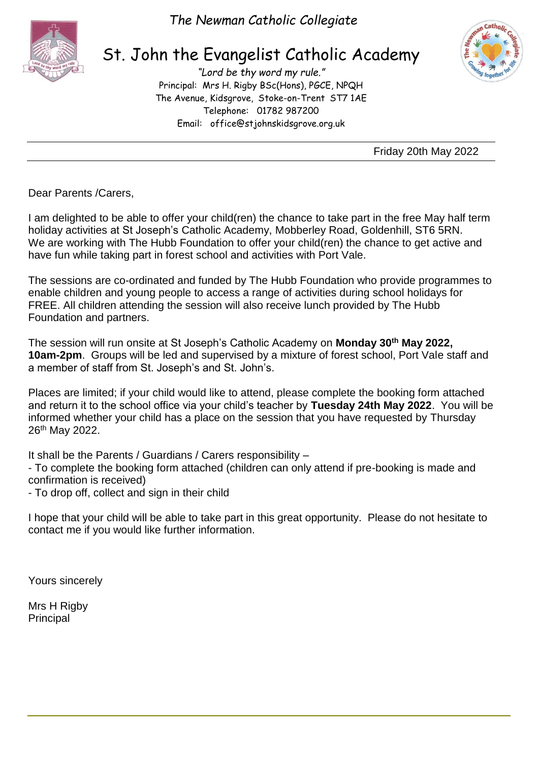*The Newman Catholic Collegiate*

# St. John the Evangelist Catholic Academy

*"Lord be thy word my rule."*
Principal: Mrs H. Rigby BSc(Hons), PGCE, NPQH
The Avenue, Kidsgrove, Stoke-on-Trent ST7 1AE
Telephone: 01782 987200
Email: office@stjohnskidsgrove.org.uk

Friday 20th May 2022

Dear Parents /Carers,

I am delighted to be able to offer your child(ren) the chance to take part in the free May half term holiday activities at St Joseph's Catholic Academy, Mobberley Road, Goldenhill, ST6 5RN. We are working with The Hubb Foundation to offer your child(ren) the chance to get active and have fun while taking part in forest school and activities with Port Vale.

The sessions are co-ordinated and funded by The Hubb Foundation who provide programmes to enable children and young people to access a range of activities during school holidays for FREE. All children attending the session will also receive lunch provided by The Hubb Foundation and partners.

The session will run onsite at St Joseph's Catholic Academy on **Monday 30th May 2022, 10am-2pm**. Groups will be led and supervised by a mixture of forest school, Port Vale staff and a member of staff from St. Joseph's and St. John's.

Places are limited; if your child would like to attend, please complete the booking form attached and return it to the school office via your child's teacher by **Tuesday 24th May 2022**. You will be informed whether your child has a place on the session that you have requested by Thursday 26th May 2022.

It shall be the Parents / Guardians / Carers responsibility –

- To complete the booking form attached (children can only attend if pre-booking is made and confirmation is received)
- To drop off, collect and sign in their child

I hope that your child will be able to take part in this great opportunity. Please do not hesitate to contact me if you would like further information.

Yours sincerely

Mrs H Rigby
Principal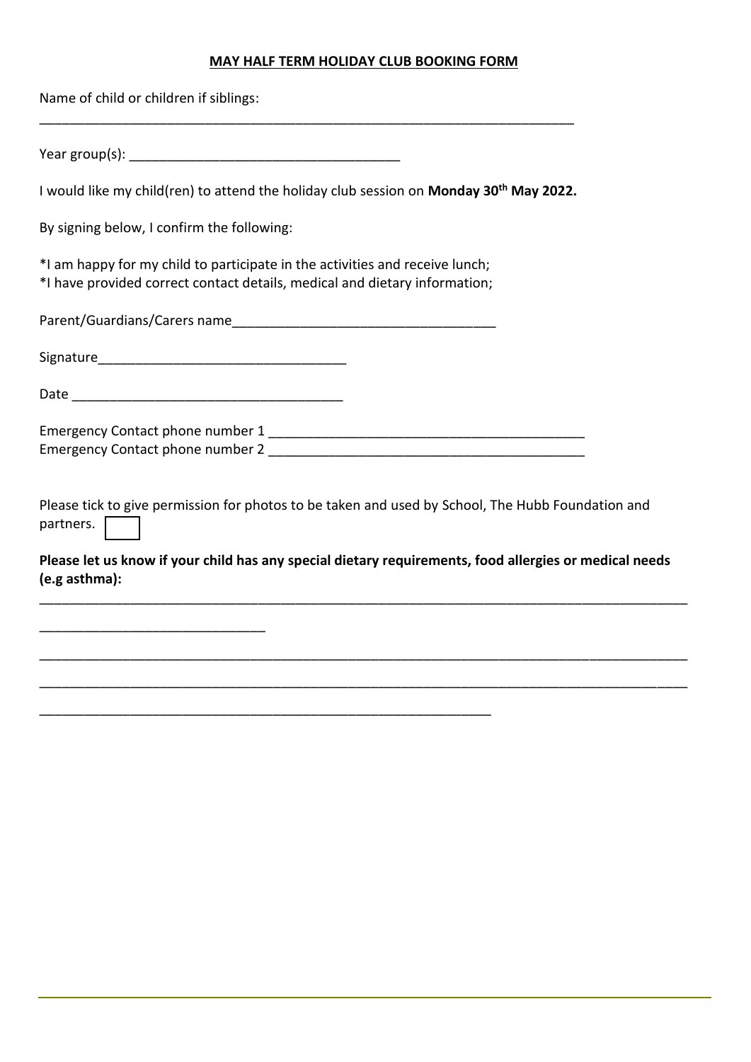**MAY HALF TERM HOLIDAY CLUB BOOKING FORM**

Name of child or children if siblings:

__________________________________________________________________________

Year group(s): ____________________________________

I would like my child(ren) to attend the holiday club session on **Monday 30th May 2022.**

By signing below, I confirm the following:

*I am happy for my child to participate in the activities and receive lunch;
*I have provided correct contact details, medical and dietary information;

Parent/Guardians/Carers name__________________________________

Signature________________________________

Date ___________________________________

Emergency Contact phone number 1 ________________________________________
Emergency Contact phone number 2 ________________________________________

Please tick to give permission for photos to be taken and used by School, The Hubb Foundation and partners. ☐

**Please let us know if your child has any special dietary requirements, food allergies or medical needs (e.g asthma):**

___________________________________________________________________________________________

______________________________

___________________________________________________________________________________________

___________________________________________________________________________________________

______________________________________________________________